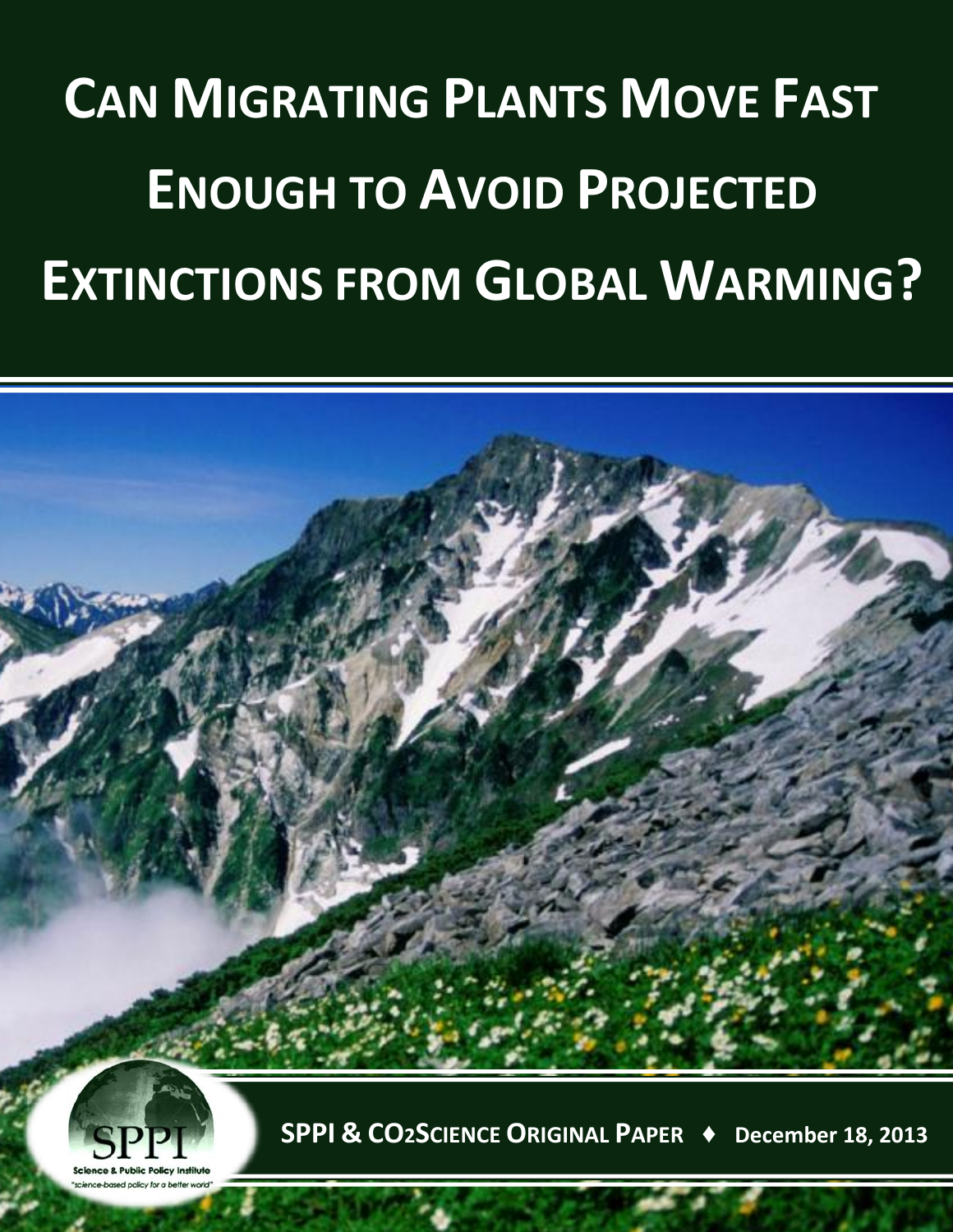# Can Migrating Plants Move Fast Enough to Avoid Projected Extinctions from Global Warming?

SPPI
Science & Public Policy Institute
"science-based policy for a better world"

**SPPI & CO2Science Original Paper ♦ December 18, 2013**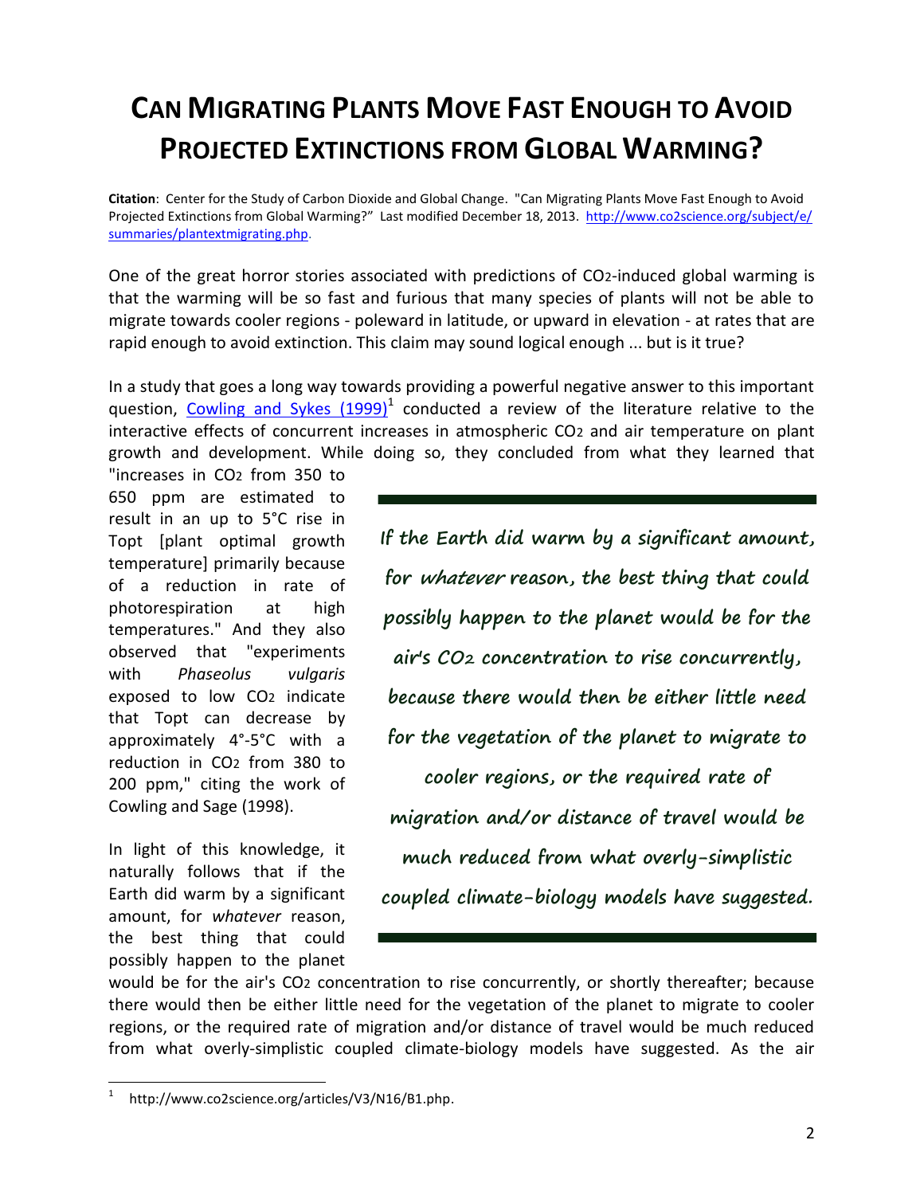# CAN MIGRATING PLANTS MOVE FAST ENOUGH TO AVOID PROJECTED EXTINCTIONS FROM GLOBAL WARMING?

**Citation**: Center for the Study of Carbon Dioxide and Global Change. "Can Migrating Plants Move Fast Enough to Avoid Projected Extinctions from Global Warming?" Last modified December 18, 2013. http://www.co2science.org/subject/e/summaries/plantextmigrating.php.

One of the great horror stories associated with predictions of $CO_2$-induced global warming is that the warming will be so fast and furious that many species of plants will not be able to migrate towards cooler regions - poleward in latitude, or upward in elevation - at rates that are rapid enough to avoid extinction. This claim may sound logical enough ... but is it true?

In a study that goes a long way towards providing a powerful negative answer to this important question, Cowling and Sykes (1999)[1] conducted a review of the literature relative to the interactive effects of concurrent increases in atmospheric $CO_2$ and air temperature on plant growth and development. While doing so, they concluded from what they learned that "increases in $CO_2$ from 350 to 650 ppm are estimated to result in an up to 5°C rise in Topt [plant optimal growth temperature] primarily because of a reduction in rate of photorespiration at high temperatures." And they also observed that "experiments with *Phaseolus vulgaris* exposed to low $CO_2$ indicate that Topt can decrease by approximately 4°-5°C with a reduction in $CO_2$ from 380 to 200 ppm," citing the work of Cowling and Sage (1998).

> If the Earth did warm by a significant amount, for *whatever* reason, the best thing that could possibly happen to the planet would be for the air's $CO_2$ concentration to rise concurrently, because there would then be either little need for the vegetation of the planet to migrate to cooler regions, or the required rate of migration and/or distance of travel would be much reduced from what overly-simplistic coupled climate-biology models have suggested.

In light of this knowledge, it naturally follows that if the Earth did warm by a significant amount, for *whatever* reason, the best thing that could possibly happen to the planet would be for the air's $CO_2$ concentration to rise concurrently, or shortly thereafter; because there would then be either little need for the vegetation of the planet to migrate to cooler regions, or the required rate of migration and/or distance of travel would be much reduced from what overly-simplistic coupled climate-biology models have suggested. As the air

[1] http://www.co2science.org/articles/V3/N16/B1.php.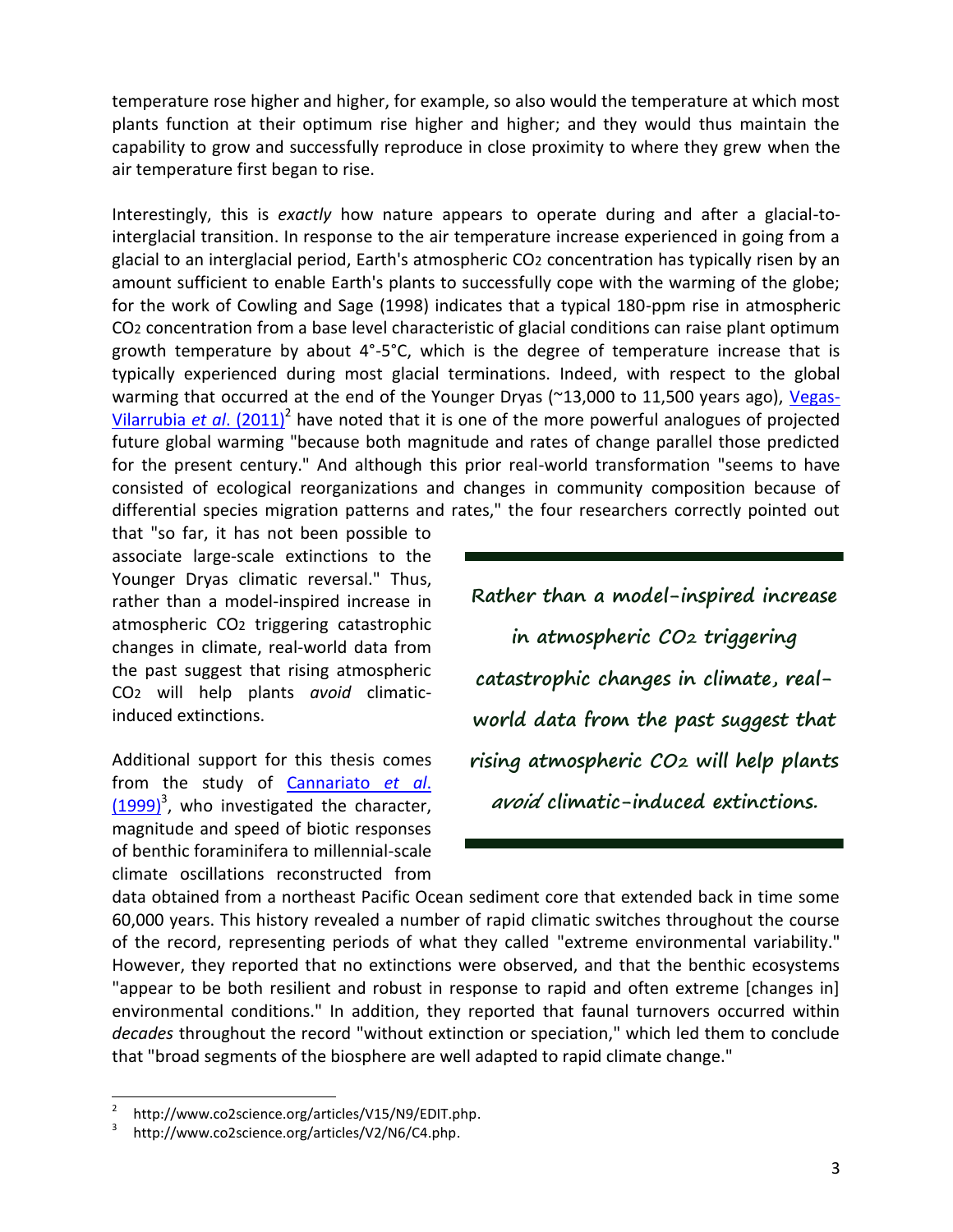temperature rose higher and higher, for example, so also would the temperature at which most plants function at their optimum rise higher and higher; and they would thus maintain the capability to grow and successfully reproduce in close proximity to where they grew when the air temperature first began to rise.

Interestingly, this is *exactly* how nature appears to operate during and after a glacial-to-interglacial transition. In response to the air temperature increase experienced in going from a glacial to an interglacial period, Earth's atmospheric $CO_2$ concentration has typically risen by an amount sufficient to enable Earth's plants to successfully cope with the warming of the globe; for the work of Cowling and Sage (1998) indicates that a typical 180-ppm rise in atmospheric $CO_2$ concentration from a base level characteristic of glacial conditions can raise plant optimum growth temperature by about 4°-5°C, which is the degree of temperature increase that is typically experienced during most glacial terminations. Indeed, with respect to the global warming that occurred at the end of the Younger Dryas (~13,000 to 11,500 years ago), Vegas-Vilarrubia *et al*. (2011)[2] have noted that it is one of the more powerful analogues of projected future global warming "because both magnitude and rates of change parallel those predicted for the present century." And although this prior real-world transformation "seems to have consisted of ecological reorganizations and changes in community composition because of differential species migration patterns and rates," the four researchers correctly pointed out that "so far, it has not been possible to associate large-scale extinctions to the Younger Dryas climatic reversal." Thus, rather than a model-inspired increase in atmospheric $CO_2$ triggering catastrophic changes in climate, real-world data from the past suggest that rising atmospheric $CO_2$ will help plants *avoid* climatic-induced extinctions.

> **Rather than a model-inspired increase in atmospheric $CO_2$ triggering catastrophic changes in climate, real-world data from the past suggest that rising atmospheric $CO_2$ will help plants *avoid* climatic-induced extinctions.**

Additional support for this thesis comes from the study of Cannariato *et al*. (1999)[3], who investigated the character, magnitude and speed of biotic responses of benthic foraminifera to millennial-scale climate oscillations reconstructed from data obtained from a northeast Pacific Ocean sediment core that extended back in time some 60,000 years. This history revealed a number of rapid climatic switches throughout the course of the record, representing periods of what they called "extreme environmental variability." However, they reported that no extinctions were observed, and that the benthic ecosystems "appear to be both resilient and robust in response to rapid and often extreme [changes in] environmental conditions." In addition, they reported that faunal turnovers occurred within *decades* throughout the record "without extinction or speciation," which led them to conclude that "broad segments of the biosphere are well adapted to rapid climate change."

---

[2] http://www.co2science.org/articles/V15/N9/EDIT.php.

[3] http://www.co2science.org/articles/V2/N6/C4.php.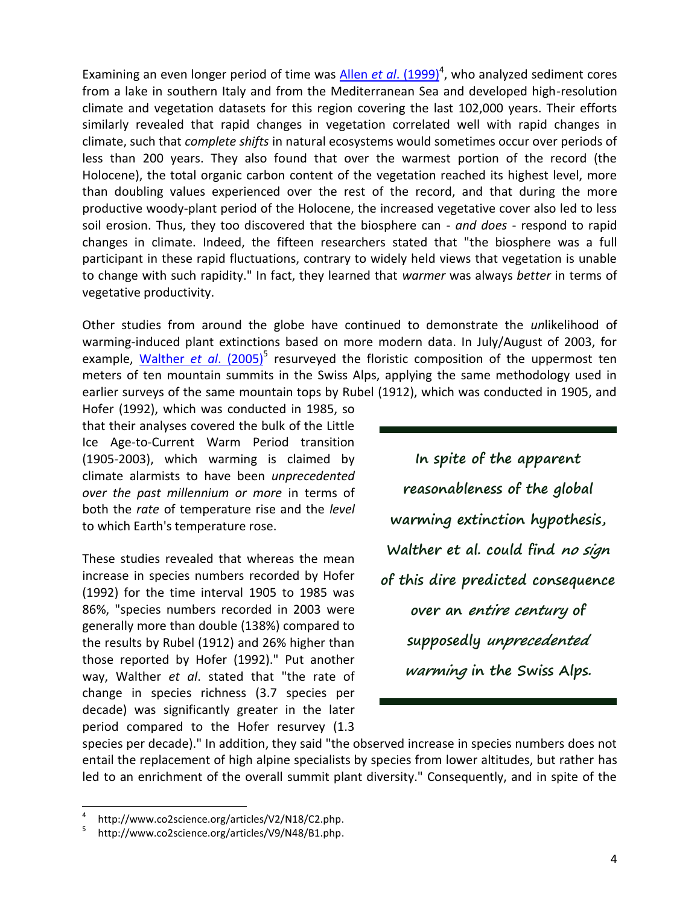Examining an even longer period of time was [Allen *et al*. (1999)][4], who analyzed sediment cores from a lake in southern Italy and from the Mediterranean Sea and developed high-resolution climate and vegetation datasets for this region covering the last 102,000 years. Their efforts similarly revealed that rapid changes in vegetation correlated well with rapid changes in climate, such that *complete shifts* in natural ecosystems would sometimes occur over periods of less than 200 years. They also found that over the warmest portion of the record (the Holocene), the total organic carbon content of the vegetation reached its highest level, more than doubling values experienced over the rest of the record, and that during the more productive woody-plant period of the Holocene, the increased vegetative cover also led to less soil erosion. Thus, they too discovered that the biosphere can - *and does* - respond to rapid changes in climate. Indeed, the fifteen researchers stated that "the biosphere was a full participant in these rapid fluctuations, contrary to widely held views that vegetation is unable to change with such rapidity." In fact, they learned that *warmer* was always *better* in terms of vegetative productivity.

Other studies from around the globe have continued to demonstrate the *un*likelihood of warming-induced plant extinctions based on more modern data. In July/August of 2003, for example, [Walther *et al*. (2005)][5] resurveyed the floristic composition of the uppermost ten meters of ten mountain summits in the Swiss Alps, applying the same methodology used in earlier surveys of the same mountain tops by Rubel (1912), which was conducted in 1905, and Hofer (1992), which was conducted in 1985, so that their analyses covered the bulk of the Little Ice Age-to-Current Warm Period transition (1905-2003), which warming is claimed by climate alarmists to have been *unprecedented over the past millennium or more* in terms of both the *rate* of temperature rise and the *level* to which Earth's temperature rose.

These studies revealed that whereas the mean increase in species numbers recorded by Hofer (1992) for the time interval 1905 to 1985 was 86%, "species numbers recorded in 2003 were generally more than double (138%) compared to the results by Rubel (1912) and 26% higher than those reported by Hofer (1992)." Put another way, Walther *et al*. stated that "the rate of change in species richness (3.7 species per decade) was significantly greater in the later period compared to the Hofer resurvey (1.3 species per decade)." In addition, they said "the observed increase in species numbers does not entail the replacement of high alpine specialists by species from lower altitudes, but rather has led to an enrichment of the overall summit plant diversity." Consequently, and in spite of the

> **In spite of the apparent reasonableness of the global warming extinction hypothesis, Walther et al. could find *no sign* of this dire predicted consequence over an *entire century* of supposedly *unprecedented warming* in the Swiss Alps.**

[4] http://www.co2science.org/articles/V2/N18/C2.php.

[5] http://www.co2science.org/articles/V9/N48/B1.php.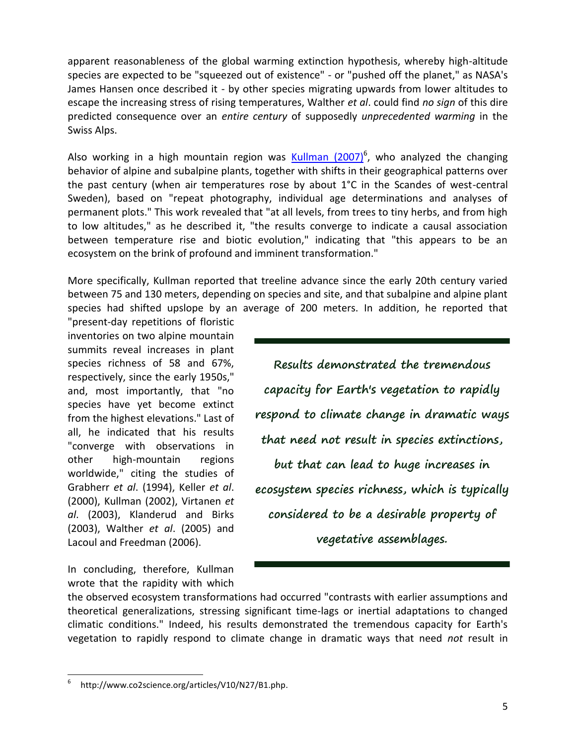apparent reasonableness of the global warming extinction hypothesis, whereby high-altitude species are expected to be "squeezed out of existence" - or "pushed off the planet," as NASA's James Hansen once described it - by other species migrating upwards from lower altitudes to escape the increasing stress of rising temperatures, Walther *et al*. could find *no sign* of this dire predicted consequence over an *entire century* of supposedly *unprecedented warming* in the Swiss Alps.

Also working in a high mountain region was [Kullman (2007)][6], who analyzed the changing behavior of alpine and subalpine plants, together with shifts in their geographical patterns over the past century (when air temperatures rose by about 1°C in the Scandes of west-central Sweden), based on "repeat photography, individual age determinations and analyses of permanent plots." This work revealed that "at all levels, from trees to tiny herbs, and from high to low altitudes," as he described it, "the results converge to indicate a causal association between temperature rise and biotic evolution," indicating that "this appears to be an ecosystem on the brink of profound and imminent transformation."

More specifically, Kullman reported that treeline advance since the early 20th century varied between 75 and 130 meters, depending on species and site, and that subalpine and alpine plant species had shifted upslope by an average of 200 meters. In addition, he reported that "present-day repetitions of floristic inventories on two alpine mountain summits reveal increases in plant species richness of 58 and 67%, respectively, since the early 1950s," and, most importantly, that "no species have yet become extinct from the highest elevations." Last of all, he indicated that his results "converge with observations in other high-mountain regions worldwide," citing the studies of Grabherr *et al*. (1994), Keller *et al*. (2000), Kullman (2002), Virtanen *et al*. (2003), Klanderud and Birks (2003), Walther *et al*. (2005) and Lacoul and Freedman (2006).

> **Results demonstrated the tremendous capacity for Earth's vegetation to rapidly respond to climate change in dramatic ways that need not result in species extinctions, but that can lead to huge increases in ecosystem species richness, which is typically considered to be a desirable property of vegetative assemblages.**

In concluding, therefore, Kullman wrote that the rapidity with which the observed ecosystem transformations had occurred "contrasts with earlier assumptions and theoretical generalizations, stressing significant time-lags or inertial adaptations to changed climatic conditions." Indeed, his results demonstrated the tremendous capacity for Earth's vegetation to rapidly respond to climate change in dramatic ways that need *not* result in

---

[6] http://www.co2science.org/articles/V10/N27/B1.php.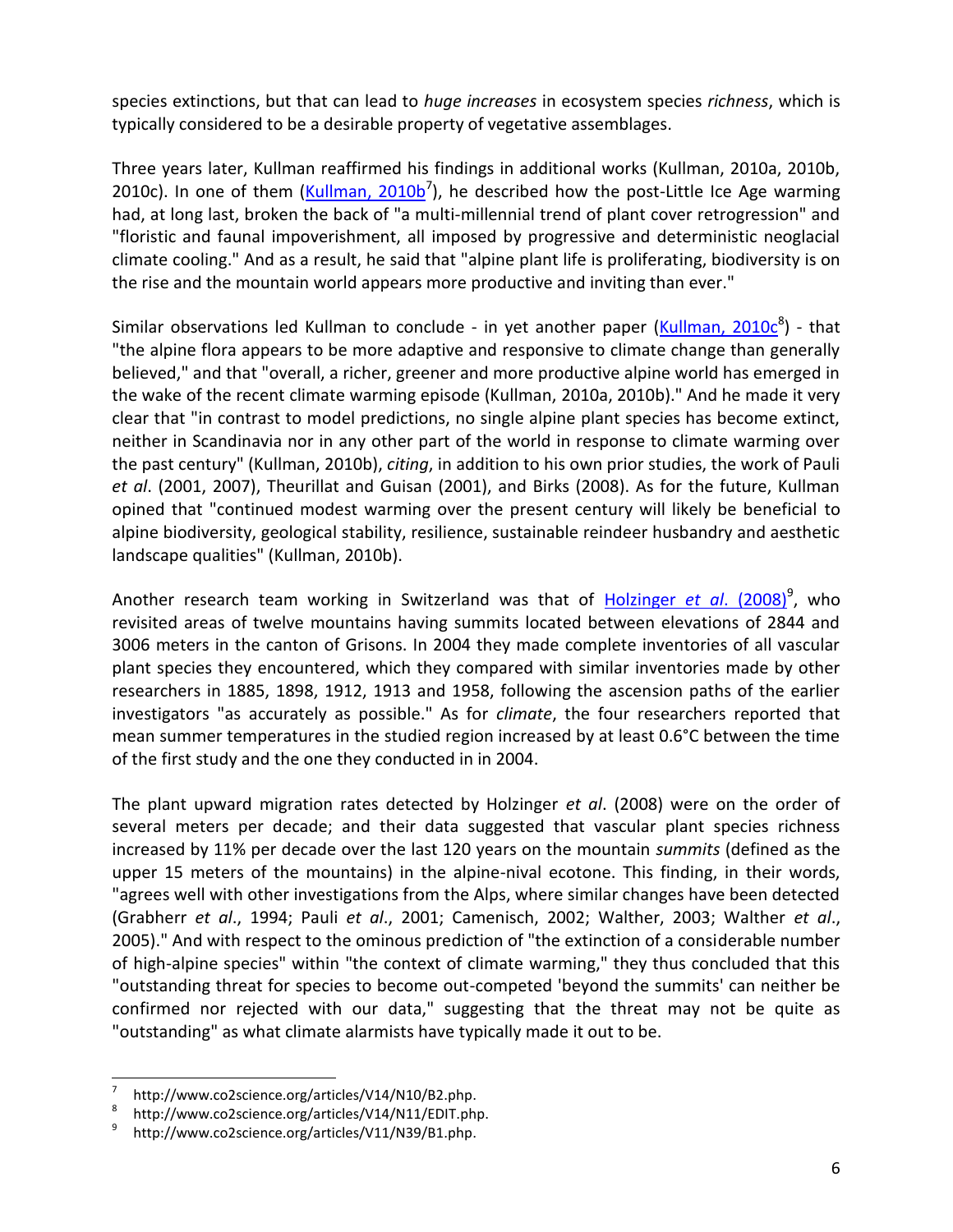species extinctions, but that can lead to *huge increases* in ecosystem species *richness*, which is typically considered to be a desirable property of vegetative assemblages.

Three years later, Kullman reaffirmed his findings in additional works (Kullman, 2010a, 2010b, 2010c). In one of them (Kullman, 2010b[7]), he described how the post-Little Ice Age warming had, at long last, broken the back of "a multi-millennial trend of plant cover retrogression" and "floristic and faunal impoverishment, all imposed by progressive and deterministic neoglacial climate cooling." And as a result, he said that "alpine plant life is proliferating, biodiversity is on the rise and the mountain world appears more productive and inviting than ever."

Similar observations led Kullman to conclude - in yet another paper (Kullman, 2010c[8]) - that "the alpine flora appears to be more adaptive and responsive to climate change than generally believed," and that "overall, a richer, greener and more productive alpine world has emerged in the wake of the recent climate warming episode (Kullman, 2010a, 2010b)." And he made it very clear that "in contrast to model predictions, no single alpine plant species has become extinct, neither in Scandinavia nor in any other part of the world in response to climate warming over the past century" (Kullman, 2010b), *citing*, in addition to his own prior studies, the work of Pauli *et al*. (2001, 2007), Theurillat and Guisan (2001), and Birks (2008). As for the future, Kullman opined that "continued modest warming over the present century will likely be beneficial to alpine biodiversity, geological stability, resilience, sustainable reindeer husbandry and aesthetic landscape qualities" (Kullman, 2010b).

Another research team working in Switzerland was that of Holzinger *et al*. (2008)[9], who revisited areas of twelve mountains having summits located between elevations of 2844 and 3006 meters in the canton of Grisons. In 2004 they made complete inventories of all vascular plant species they encountered, which they compared with similar inventories made by other researchers in 1885, 1898, 1912, 1913 and 1958, following the ascension paths of the earlier investigators "as accurately as possible." As for *climate*, the four researchers reported that mean summer temperatures in the studied region increased by at least 0.6°C between the time of the first study and the one they conducted in in 2004.

The plant upward migration rates detected by Holzinger *et al*. (2008) were on the order of several meters per decade; and their data suggested that vascular plant species richness increased by 11% per decade over the last 120 years on the mountain *summits* (defined as the upper 15 meters of the mountains) in the alpine-nival ecotone. This finding, in their words, "agrees well with other investigations from the Alps, where similar changes have been detected (Grabherr *et al*., 1994; Pauli *et al*., 2001; Camenisch, 2002; Walther, 2003; Walther *et al*., 2005)." And with respect to the ominous prediction of "the extinction of a considerable number of high-alpine species" within "the context of climate warming," they thus concluded that this "outstanding threat for species to become out-competed 'beyond the summits' can neither be confirmed nor rejected with our data," suggesting that the threat may not be quite as "outstanding" as what climate alarmists have typically made it out to be.

---

[7] http://www.co2science.org/articles/V14/N10/B2.php.

[8] http://www.co2science.org/articles/V14/N11/EDIT.php.

[9] http://www.co2science.org/articles/V11/N39/B1.php.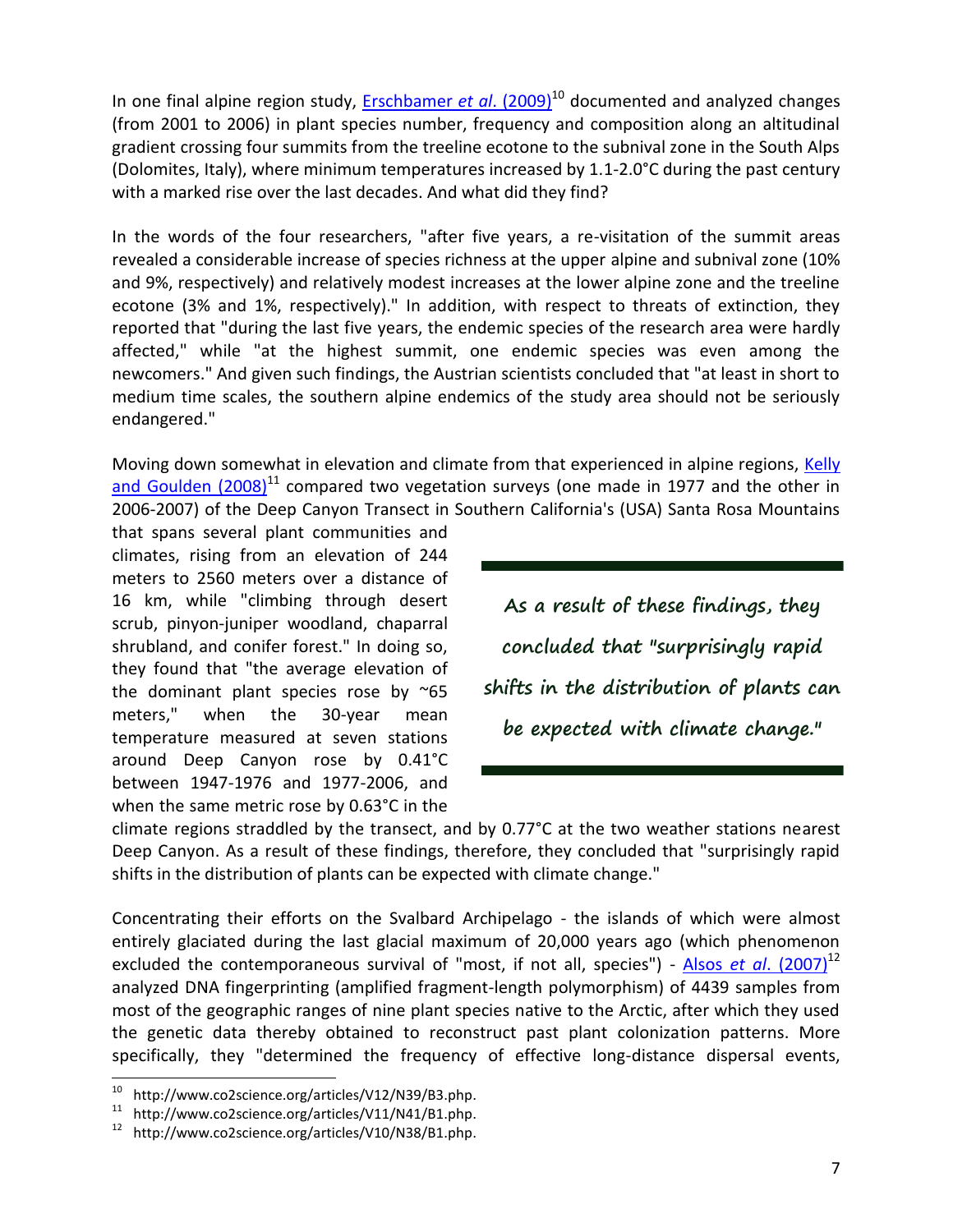In one final alpine region study, [Erschbamer *et al*. (2009)][10] documented and analyzed changes (from 2001 to 2006) in plant species number, frequency and composition along an altitudinal gradient crossing four summits from the treeline ecotone to the subnival zone in the South Alps (Dolomites, Italy), where minimum temperatures increased by 1.1-2.0°C during the past century with a marked rise over the last decades. And what did they find?

In the words of the four researchers, "after five years, a re-visitation of the summit areas revealed a considerable increase of species richness at the upper alpine and subnival zone (10% and 9%, respectively) and relatively modest increases at the lower alpine zone and the treeline ecotone (3% and 1%, respectively)." In addition, with respect to threats of extinction, they reported that "during the last five years, the endemic species of the research area were hardly affected," while "at the highest summit, one endemic species was even among the newcomers." And given such findings, the Austrian scientists concluded that "at least in short to medium time scales, the southern alpine endemics of the study area should not be seriously endangered."

Moving down somewhat in elevation and climate from that experienced in alpine regions, [Kelly and Goulden (2008)][11] compared two vegetation surveys (one made in 1977 and the other in 2006-2007) of the Deep Canyon Transect in Southern California's (USA) Santa Rosa Mountains that spans several plant communities and climates, rising from an elevation of 244 meters to 2560 meters over a distance of 16 km, while "climbing through desert scrub, pinyon-juniper woodland, chaparral shrubland, and conifer forest." In doing so, they found that "the average elevation of the dominant plant species rose by ~65 meters," when the 30-year mean temperature measured at seven stations around Deep Canyon rose by 0.41°C between 1947-1976 and 1977-2006, and when the same metric rose by 0.63°C in the climate regions straddled by the transect, and by 0.77°C at the two weather stations nearest Deep Canyon. As a result of these findings, therefore, they concluded that "surprisingly rapid shifts in the distribution of plants can be expected with climate change."

> As a result of these findings, they concluded that "surprisingly rapid shifts in the distribution of plants can be expected with climate change."

Concentrating their efforts on the Svalbard Archipelago - the islands of which were almost entirely glaciated during the last glacial maximum of 20,000 years ago (which phenomenon excluded the contemporaneous survival of "most, if not all, species") - [Alsos *et al*. (2007)][12] analyzed DNA fingerprinting (amplified fragment-length polymorphism) of 4439 samples from most of the geographic ranges of nine plant species native to the Arctic, after which they used the genetic data thereby obtained to reconstruct past plant colonization patterns. More specifically, they "determined the frequency of effective long-distance dispersal events,

[10] http://www.co2science.org/articles/V12/N39/B3.php.

[11] http://www.co2science.org/articles/V11/N41/B1.php.

[12] http://www.co2science.org/articles/V10/N38/B1.php.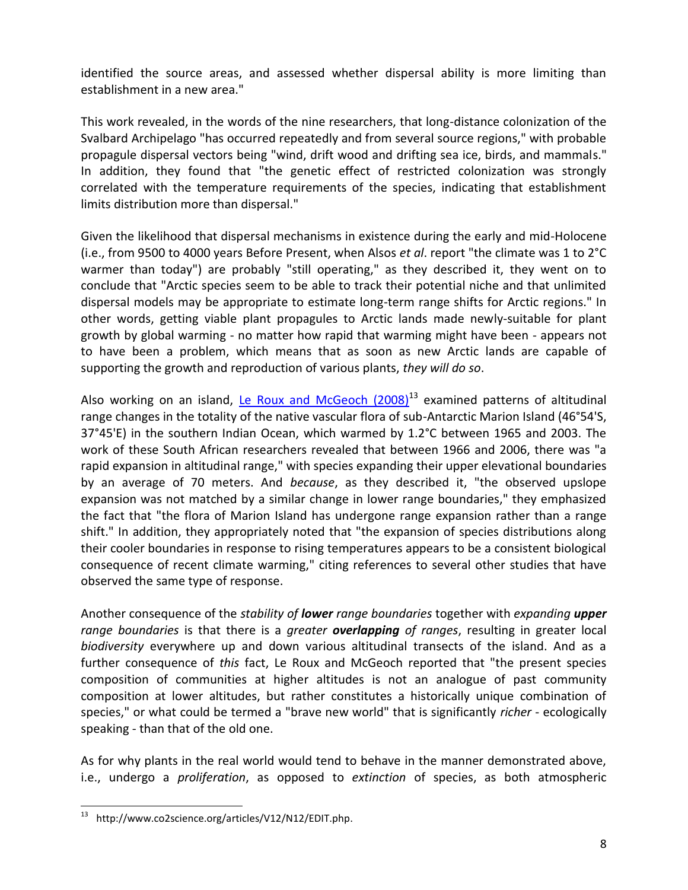identified the source areas, and assessed whether dispersal ability is more limiting than establishment in a new area."

This work revealed, in the words of the nine researchers, that long-distance colonization of the Svalbard Archipelago "has occurred repeatedly and from several source regions," with probable propagule dispersal vectors being "wind, drift wood and drifting sea ice, birds, and mammals." In addition, they found that "the genetic effect of restricted colonization was strongly correlated with the temperature requirements of the species, indicating that establishment limits distribution more than dispersal."

Given the likelihood that dispersal mechanisms in existence during the early and mid-Holocene (i.e., from 9500 to 4000 years Before Present, when Alsos *et al*. report "the climate was 1 to 2°C warmer than today") are probably "still operating," as they described it, they went on to conclude that "Arctic species seem to be able to track their potential niche and that unlimited dispersal models may be appropriate to estimate long-term range shifts for Arctic regions." In other words, getting viable plant propagules to Arctic lands made newly-suitable for plant growth by global warming - no matter how rapid that warming might have been - appears not to have been a problem, which means that as soon as new Arctic lands are capable of supporting the growth and reproduction of various plants, *they will do so*.

Also working on an island, Le Roux and McGeoch (2008)[13] examined patterns of altitudinal range changes in the totality of the native vascular flora of sub-Antarctic Marion Island (46°54'S, 37°45'E) in the southern Indian Ocean, which warmed by 1.2°C between 1965 and 2003. The work of these South African researchers revealed that between 1966 and 2006, there was "a rapid expansion in altitudinal range," with species expanding their upper elevational boundaries by an average of 70 meters. And *because*, as they described it, "the observed upslope expansion was not matched by a similar change in lower range boundaries," they emphasized the fact that "the flora of Marion Island has undergone range expansion rather than a range shift." In addition, they appropriately noted that "the expansion of species distributions along their cooler boundaries in response to rising temperatures appears to be a consistent biological consequence of recent climate warming," citing references to several other studies that have observed the same type of response.

Another consequence of the *stability of **lower** range boundaries* together with *expanding **upper** range boundaries* is that there is a *greater **overlapping** of ranges*, resulting in greater local *biodiversity* everywhere up and down various altitudinal transects of the island. And as a further consequence of *this* fact, Le Roux and McGeoch reported that "the present species composition of communities at higher altitudes is not an analogue of past community composition at lower altitudes, but rather constitutes a historically unique combination of species," or what could be termed a "brave new world" that is significantly *richer* - ecologically speaking - than that of the old one.

As for why plants in the real world would tend to behave in the manner demonstrated above, i.e., undergo a *proliferation*, as opposed to *extinction* of species, as both atmospheric

[13] http://www.co2science.org/articles/V12/N12/EDIT.php.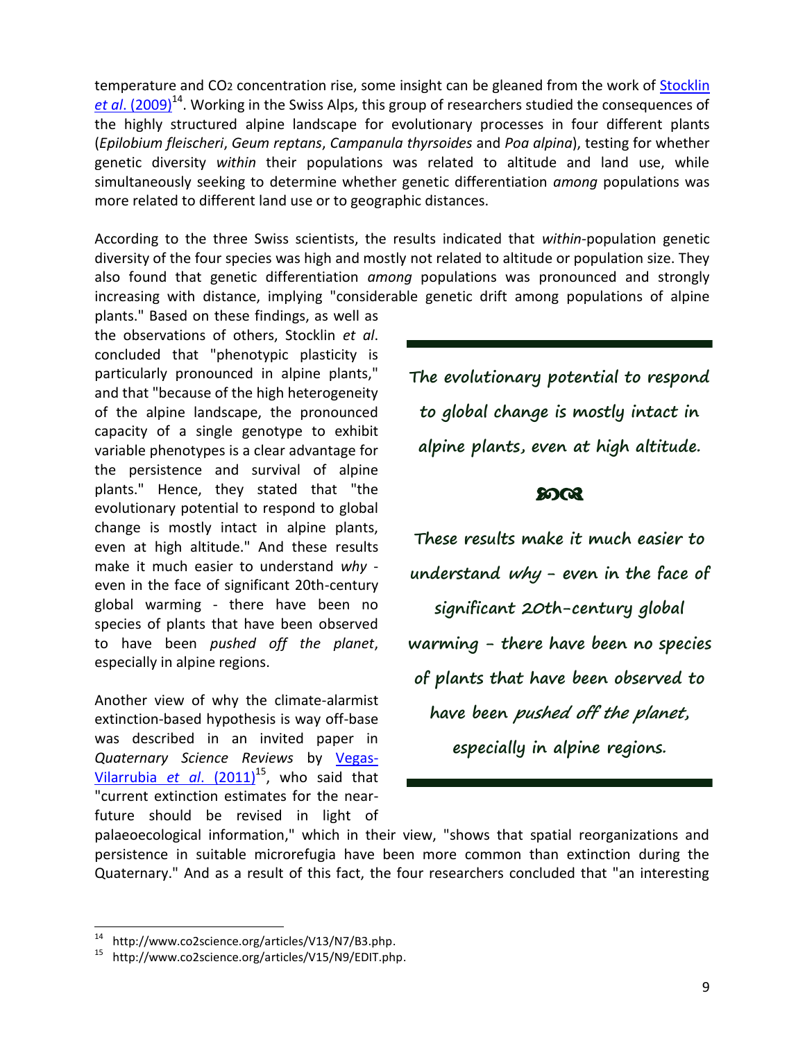temperature and $CO_2$ concentration rise, some insight can be gleaned from the work of Stocklin *et al*. (2009)[14]. Working in the Swiss Alps, this group of researchers studied the consequences of the highly structured alpine landscape for evolutionary processes in four different plants (*Epilobium fleischeri*, *Geum reptans*, *Campanula thyrsoides* and *Poa alpina*), testing for whether genetic diversity *within* their populations was related to altitude and land use, while simultaneously seeking to determine whether genetic differentiation *among* populations was more related to different land use or to geographic distances.

According to the three Swiss scientists, the results indicated that *within*-population genetic diversity of the four species was high and mostly not related to altitude or population size. They also found that genetic differentiation *among* populations was pronounced and strongly increasing with distance, implying "considerable genetic drift among populations of alpine plants." Based on these findings, as well as the observations of others, Stocklin *et al*. concluded that "phenotypic plasticity is particularly pronounced in alpine plants," and that "because of the high heterogeneity of the alpine landscape, the pronounced capacity of a single genotype to exhibit variable phenotypes is a clear advantage for the persistence and survival of alpine plants." Hence, they stated that "the evolutionary potential to respond to global change is mostly intact in alpine plants, even at high altitude." And these results make it much easier to understand *why* - even in the face of significant 20th-century global warming - there have been no species of plants that have been observed to have been *pushed off the planet*, especially in alpine regions.

> **The evolutionary potential to respond to global change is mostly intact in alpine plants, even at high altitude.**
>
> **These results make it much easier to understand *why* - even in the face of significant 20th-century global warming - there have been no species of plants that have been observed to have been *pushed off the planet*, especially in alpine regions.**

Another view of why the climate-alarmist extinction-based hypothesis is way off-base was described in an invited paper in *Quaternary Science Reviews* by Vegas-Vilarrubia *et al*. (2011)[15], who said that "current extinction estimates for the near-future should be revised in light of palaeoecological information," which in their view, "shows that spatial reorganizations and persistence in suitable microrefugia have been more common than extinction during the Quaternary." And as a result of this fact, the four researchers concluded that "an interesting

---

[14] http://www.co2science.org/articles/V13/N7/B3.php.

[15] http://www.co2science.org/articles/V15/N9/EDIT.php.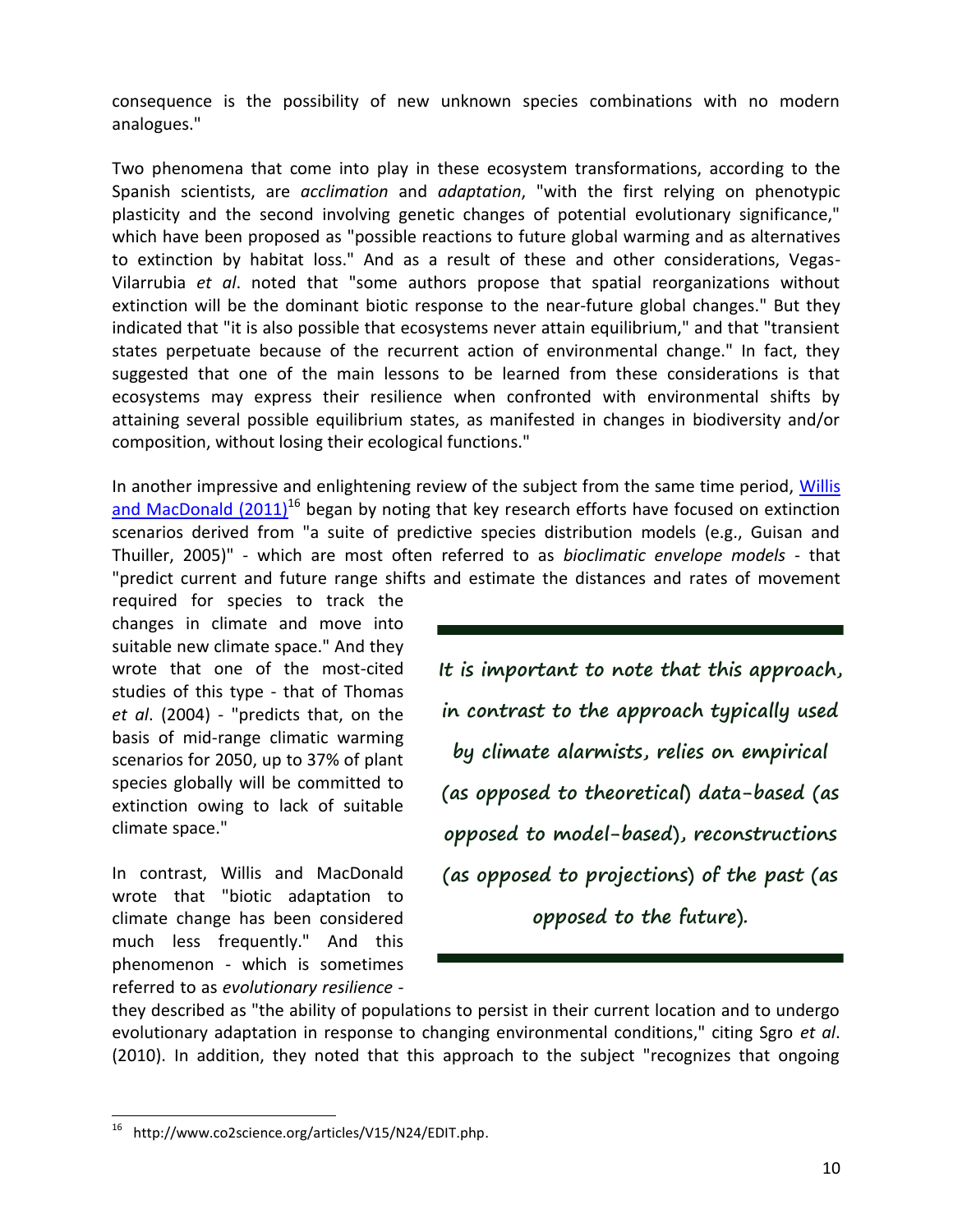consequence is the possibility of new unknown species combinations with no modern analogues."

Two phenomena that come into play in these ecosystem transformations, according to the Spanish scientists, are *acclimation* and *adaptation*, "with the first relying on phenotypic plasticity and the second involving genetic changes of potential evolutionary significance," which have been proposed as "possible reactions to future global warming and as alternatives to extinction by habitat loss." And as a result of these and other considerations, Vegas-Vilarrubia *et al*. noted that "some authors propose that spatial reorganizations without extinction will be the dominant biotic response to the near-future global changes." But they indicated that "it is also possible that ecosystems never attain equilibrium," and that "transient states perpetuate because of the recurrent action of environmental change." In fact, they suggested that one of the main lessons to be learned from these considerations is that ecosystems may express their resilience when confronted with environmental shifts by attaining several possible equilibrium states, as manifested in changes in biodiversity and/or composition, without losing their ecological functions."

In another impressive and enlightening review of the subject from the same time period, [Willis and MacDonald (2011)](http://www.co2science.org/articles/V15/N24/EDIT.php)[16] began by noting that key research efforts have focused on extinction scenarios derived from "a suite of predictive species distribution models (e.g., Guisan and Thuiller, 2005)" - which are most often referred to as *bioclimatic envelope models* - that "predict current and future range shifts and estimate the distances and rates of movement required for species to track the changes in climate and move into suitable new climate space." And they wrote that one of the most-cited studies of this type - that of Thomas *et al*. (2004) - "predicts that, on the basis of mid-range climatic warming scenarios for 2050, up to 37% of plant species globally will be committed to extinction owing to lack of suitable climate space."

> *It is important to note that this approach, in contrast to the approach typically used by climate alarmists, relies on empirical (as opposed to theoretical) data-based (as opposed to model-based), reconstructions (as opposed to projections) of the past (as opposed to the future).*

In contrast, Willis and MacDonald wrote that "biotic adaptation to climate change has been considered much less frequently." And this phenomenon - which is sometimes referred to as *evolutionary resilience* - they described as "the ability of populations to persist in their current location and to undergo evolutionary adaptation in response to changing environmental conditions," citing Sgro *et al*. (2010). In addition, they noted that this approach to the subject "recognizes that ongoing

[16] http://www.co2science.org/articles/V15/N24/EDIT.php.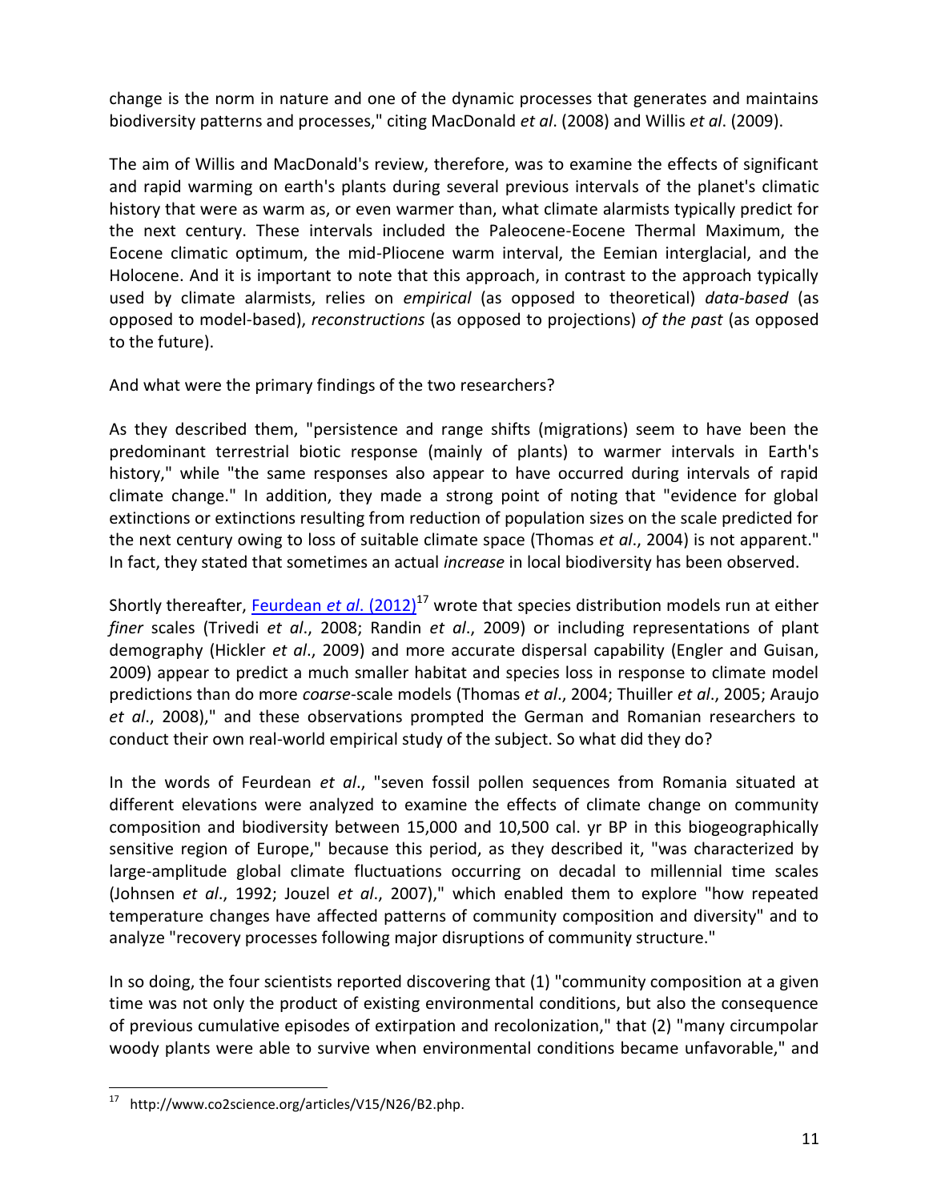change is the norm in nature and one of the dynamic processes that generates and maintains biodiversity patterns and processes," citing MacDonald *et al*. (2008) and Willis *et al*. (2009).

The aim of Willis and MacDonald's review, therefore, was to examine the effects of significant and rapid warming on earth's plants during several previous intervals of the planet's climatic history that were as warm as, or even warmer than, what climate alarmists typically predict for the next century. These intervals included the Paleocene-Eocene Thermal Maximum, the Eocene climatic optimum, the mid-Pliocene warm interval, the Eemian interglacial, and the Holocene. And it is important to note that this approach, in contrast to the approach typically used by climate alarmists, relies on *empirical* (as opposed to theoretical) *data-based* (as opposed to model-based), *reconstructions* (as opposed to projections) *of the past* (as opposed to the future).

And what were the primary findings of the two researchers?

As they described them, "persistence and range shifts (migrations) seem to have been the predominant terrestrial biotic response (mainly of plants) to warmer intervals in Earth's history," while "the same responses also appear to have occurred during intervals of rapid climate change." In addition, they made a strong point of noting that "evidence for global extinctions or extinctions resulting from reduction of population sizes on the scale predicted for the next century owing to loss of suitable climate space (Thomas *et al*., 2004) is not apparent." In fact, they stated that sometimes an actual *increase* in local biodiversity has been observed.

Shortly thereafter, Feurdean *et al*. (2012)[17] wrote that species distribution models run at either *finer* scales (Trivedi *et al*., 2008; Randin *et al*., 2009) or including representations of plant demography (Hickler *et al*., 2009) and more accurate dispersal capability (Engler and Guisan, 2009) appear to predict a much smaller habitat and species loss in response to climate model predictions than do more *coarse*-scale models (Thomas *et al*., 2004; Thuiller *et al*., 2005; Araujo *et al*., 2008)," and these observations prompted the German and Romanian researchers to conduct their own real-world empirical study of the subject. So what did they do?

In the words of Feurdean *et al*., "seven fossil pollen sequences from Romania situated at different elevations were analyzed to examine the effects of climate change on community composition and biodiversity between 15,000 and 10,500 cal. yr BP in this biogeographically sensitive region of Europe," because this period, as they described it, "was characterized by large-amplitude global climate fluctuations occurring on decadal to millennial time scales (Johnsen *et al*., 1992; Jouzel *et al*., 2007)," which enabled them to explore "how repeated temperature changes have affected patterns of community composition and diversity" and to analyze "recovery processes following major disruptions of community structure."

In so doing, the four scientists reported discovering that (1) "community composition at a given time was not only the product of existing environmental conditions, but also the consequence of previous cumulative episodes of extirpation and recolonization," that (2) "many circumpolar woody plants were able to survive when environmental conditions became unfavorable," and

---

[17] http://www.co2science.org/articles/V15/N26/B2.php.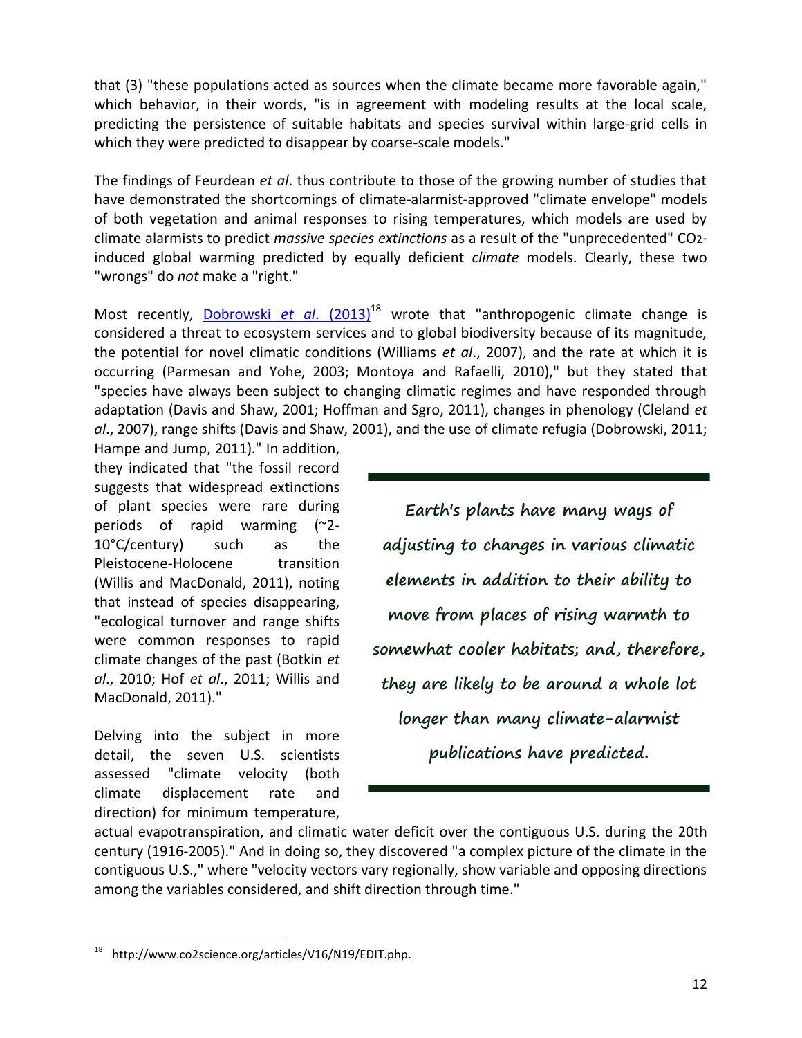that (3) "these populations acted as sources when the climate became more favorable again," which behavior, in their words, "is in agreement with modeling results at the local scale, predicting the persistence of suitable habitats and species survival within large-grid cells in which they were predicted to disappear by coarse-scale models."

The findings of Feurdean *et al*. thus contribute to those of the growing number of studies that have demonstrated the shortcomings of climate-alarmist-approved "climate envelope" models of both vegetation and animal responses to rising temperatures, which models are used by climate alarmists to predict *massive species extinctions* as a result of the "unprecedented" $CO_2$-induced global warming predicted by equally deficient *climate* models. Clearly, these two "wrongs" do *not* make a "right."

Most recently, [Dobrowski *et al*. (2013)][18] wrote that "anthropogenic climate change is considered a threat to ecosystem services and to global biodiversity because of its magnitude, the potential for novel climatic conditions (Williams *et al*., 2007), and the rate at which it is occurring (Parmesan and Yohe, 2003; Montoya and Rafaelli, 2010)," but they stated that "species have always been subject to changing climatic regimes and have responded through adaptation (Davis and Shaw, 2001; Hoffman and Sgro, 2011), changes in phenology (Cleland *et al*., 2007), range shifts (Davis and Shaw, 2001), and the use of climate refugia (Dobrowski, 2011; Hampe and Jump, 2011)." In addition, they indicated that "the fossil record suggests that widespread extinctions of plant species were rare during periods of rapid warming (~2-10°C/century) such as the Pleistocene-Holocene transition (Willis and MacDonald, 2011), noting that instead of species disappearing, "ecological turnover and range shifts were common responses to rapid climate changes of the past (Botkin *et al*., 2010; Hof *et al*., 2011; Willis and MacDonald, 2011)."

> **Earth's plants have many ways of adjusting to changes in various climatic elements in addition to their ability to move from places of rising warmth to somewhat cooler habitats; and, therefore, they are likely to be around a whole lot longer than many climate-alarmist publications have predicted.**

Delving into the subject in more detail, the seven U.S. scientists assessed "climate velocity (both climate displacement rate and direction) for minimum temperature, actual evapotranspiration, and climatic water deficit over the contiguous U.S. during the 20th century (1916-2005)." And in doing so, they discovered "a complex picture of the climate in the contiguous U.S.," where "velocity vectors vary regionally, show variable and opposing directions among the variables considered, and shift direction through time."

[18] http://www.co2science.org/articles/V16/N19/EDIT.php.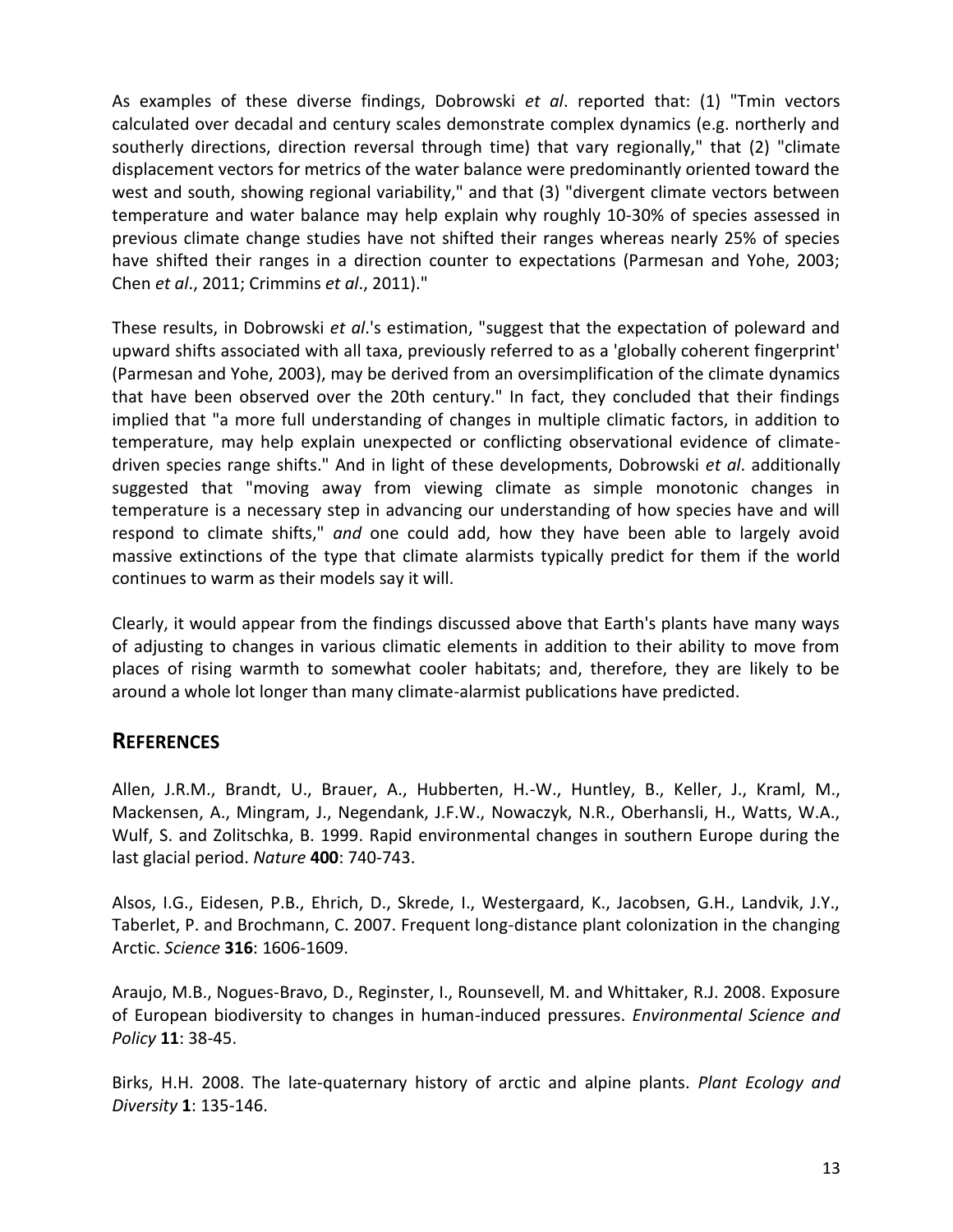As examples of these diverse findings, Dobrowski *et al*. reported that: (1) "Tmin vectors calculated over decadal and century scales demonstrate complex dynamics (e.g. northerly and southerly directions, direction reversal through time) that vary regionally," that (2) "climate displacement vectors for metrics of the water balance were predominantly oriented toward the west and south, showing regional variability," and that (3) "divergent climate vectors between temperature and water balance may help explain why roughly 10-30% of species assessed in previous climate change studies have not shifted their ranges whereas nearly 25% of species have shifted their ranges in a direction counter to expectations (Parmesan and Yohe, 2003; Chen *et al*., 2011; Crimmins *et al*., 2011)."

These results, in Dobrowski *et al*.'s estimation, "suggest that the expectation of poleward and upward shifts associated with all taxa, previously referred to as a 'globally coherent fingerprint' (Parmesan and Yohe, 2003), may be derived from an oversimplification of the climate dynamics that have been observed over the 20th century." In fact, they concluded that their findings implied that "a more full understanding of changes in multiple climatic factors, in addition to temperature, may help explain unexpected or conflicting observational evidence of climate-driven species range shifts." And in light of these developments, Dobrowski *et al*. additionally suggested that "moving away from viewing climate as simple monotonic changes in temperature is a necessary step in advancing our understanding of how species have and will respond to climate shifts," *and* one could add, how they have been able to largely avoid massive extinctions of the type that climate alarmists typically predict for them if the world continues to warm as their models say it will.

Clearly, it would appear from the findings discussed above that Earth's plants have many ways of adjusting to changes in various climatic elements in addition to their ability to move from places of rising warmth to somewhat cooler habitats; and, therefore, they are likely to be around a whole lot longer than many climate-alarmist publications have predicted.

## REFERENCES

Allen, J.R.M., Brandt, U., Brauer, A., Hubberten, H.-W., Huntley, B., Keller, J., Kraml, M., Mackensen, A., Mingram, J., Negendank, J.F.W., Nowaczyk, N.R., Oberhansli, H., Watts, W.A., Wulf, S. and Zolitschka, B. 1999. Rapid environmental changes in southern Europe during the last glacial period. *Nature* **400**: 740-743.

Alsos, I.G., Eidesen, P.B., Ehrich, D., Skrede, I., Westergaard, K., Jacobsen, G.H., Landvik, J.Y., Taberlet, P. and Brochmann, C. 2007. Frequent long-distance plant colonization in the changing Arctic. *Science* **316**: 1606-1609.

Araujo, M.B., Nogues-Bravo, D., Reginster, I., Rounsevell, M. and Whittaker, R.J. 2008. Exposure of European biodiversity to changes in human-induced pressures. *Environmental Science and Policy* **11**: 38-45.

Birks, H.H. 2008. The late-quaternary history of arctic and alpine plants. *Plant Ecology and Diversity* **1**: 135-146.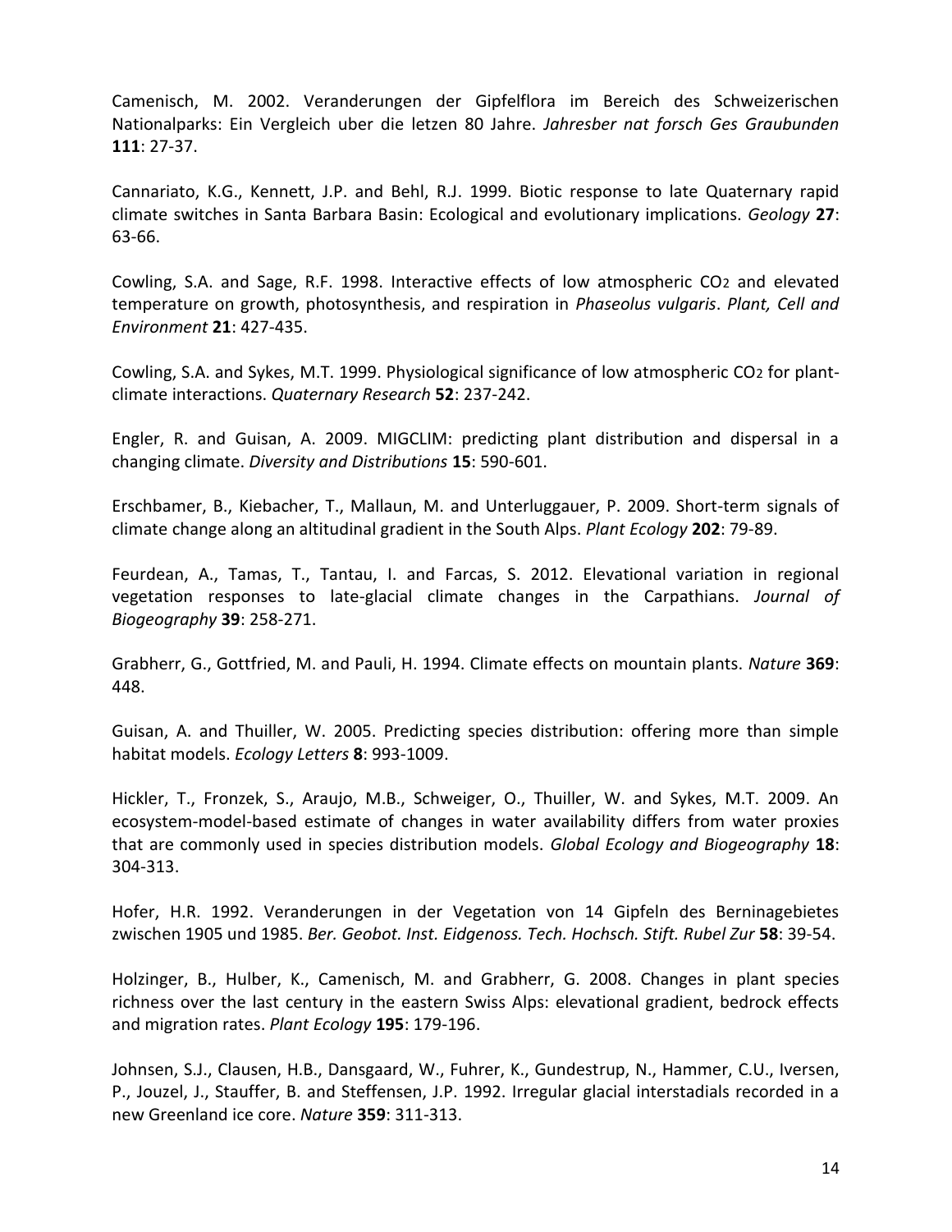Camenisch, M. 2002. Veranderungen der Gipfelflora im Bereich des Schweizerischen Nationalparks: Ein Vergleich uber die letzen 80 Jahre. *Jahresber nat forsch Ges Graubunden* **111**: 27-37.

Cannariato, K.G., Kennett, J.P. and Behl, R.J. 1999. Biotic response to late Quaternary rapid climate switches in Santa Barbara Basin: Ecological and evolutionary implications. *Geology* **27**: 63-66.

Cowling, S.A. and Sage, R.F. 1998. Interactive effects of low atmospheric $CO_2$ and elevated temperature on growth, photosynthesis, and respiration in *Phaseolus vulgaris*. *Plant, Cell and Environment* **21**: 427-435.

Cowling, S.A. and Sykes, M.T. 1999. Physiological significance of low atmospheric $CO_2$ for plant-climate interactions. *Quaternary Research* **52**: 237-242.

Engler, R. and Guisan, A. 2009. MIGCLIM: predicting plant distribution and dispersal in a changing climate. *Diversity and Distributions* **15**: 590-601.

Erschbamer, B., Kiebacher, T., Mallaun, M. and Unterluggauer, P. 2009. Short-term signals of climate change along an altitudinal gradient in the South Alps. *Plant Ecology* **202**: 79-89.

Feurdean, A., Tamas, T., Tantau, I. and Farcas, S. 2012. Elevational variation in regional vegetation responses to late-glacial climate changes in the Carpathians. *Journal of Biogeography* **39**: 258-271.

Grabherr, G., Gottfried, M. and Pauli, H. 1994. Climate effects on mountain plants. *Nature* **369**: 448.

Guisan, A. and Thuiller, W. 2005. Predicting species distribution: offering more than simple habitat models. *Ecology Letters* **8**: 993-1009.

Hickler, T., Fronzek, S., Araujo, M.B., Schweiger, O., Thuiller, W. and Sykes, M.T. 2009. An ecosystem-model-based estimate of changes in water availability differs from water proxies that are commonly used in species distribution models. *Global Ecology and Biogeography* **18**: 304-313.

Hofer, H.R. 1992. Veranderungen in der Vegetation von 14 Gipfeln des Berninagebietes zwischen 1905 und 1985. *Ber. Geobot. Inst. Eidgenoss. Tech. Hochsch. Stift. Rubel Zur* **58**: 39-54.

Holzinger, B., Hulber, K., Camenisch, M. and Grabherr, G. 2008. Changes in plant species richness over the last century in the eastern Swiss Alps: elevational gradient, bedrock effects and migration rates. *Plant Ecology* **195**: 179-196.

Johnsen, S.J., Clausen, H.B., Dansgaard, W., Fuhrer, K., Gundestrup, N., Hammer, C.U., Iversen, P., Jouzel, J., Stauffer, B. and Steffensen, J.P. 1992. Irregular glacial interstadials recorded in a new Greenland ice core. *Nature* **359**: 311-313.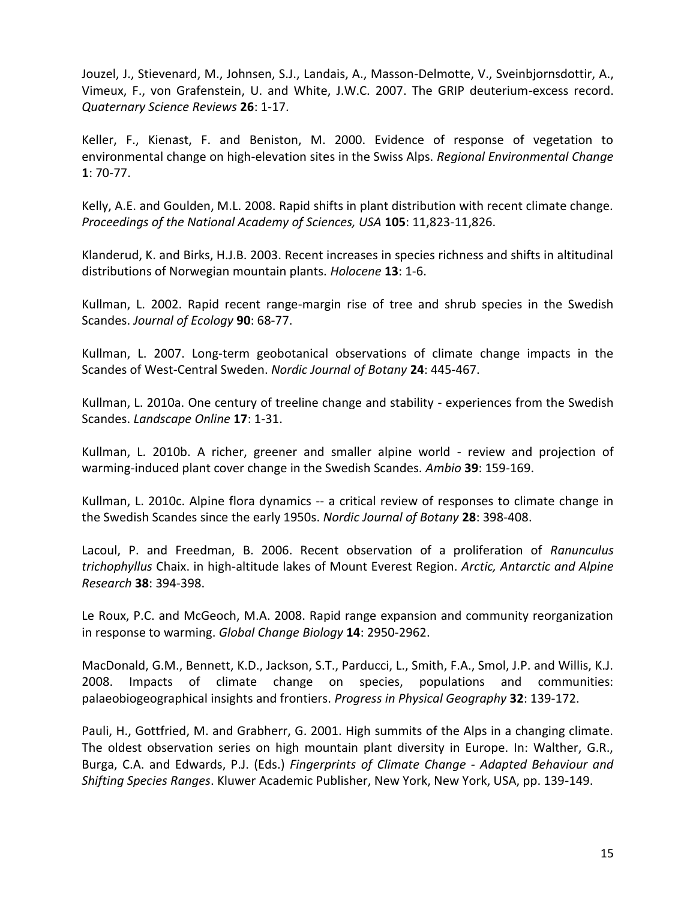Jouzel, J., Stievenard, M., Johnsen, S.J., Landais, A., Masson-Delmotte, V., Sveinbjornsdottir, A., Vimeux, F., von Grafenstein, U. and White, J.W.C. 2007. The GRIP deuterium-excess record. *Quaternary Science Reviews* **26**: 1-17.

Keller, F., Kienast, F. and Beniston, M. 2000. Evidence of response of vegetation to environmental change on high-elevation sites in the Swiss Alps. *Regional Environmental Change* **1**: 70-77.

Kelly, A.E. and Goulden, M.L. 2008. Rapid shifts in plant distribution with recent climate change. *Proceedings of the National Academy of Sciences, USA* **105**: 11,823-11,826.

Klanderud, K. and Birks, H.J.B. 2003. Recent increases in species richness and shifts in altitudinal distributions of Norwegian mountain plants. *Holocene* **13**: 1-6.

Kullman, L. 2002. Rapid recent range-margin rise of tree and shrub species in the Swedish Scandes. *Journal of Ecology* **90**: 68-77.

Kullman, L. 2007. Long-term geobotanical observations of climate change impacts in the Scandes of West-Central Sweden. *Nordic Journal of Botany* **24**: 445-467.

Kullman, L. 2010a. One century of treeline change and stability - experiences from the Swedish Scandes. *Landscape Online* **17**: 1-31.

Kullman, L. 2010b. A richer, greener and smaller alpine world - review and projection of warming-induced plant cover change in the Swedish Scandes. *Ambio* **39**: 159-169.

Kullman, L. 2010c. Alpine flora dynamics -- a critical review of responses to climate change in the Swedish Scandes since the early 1950s. *Nordic Journal of Botany* **28**: 398-408.

Lacoul, P. and Freedman, B. 2006. Recent observation of a proliferation of *Ranunculus trichophyllus* Chaix. in high-altitude lakes of Mount Everest Region. *Arctic, Antarctic and Alpine Research* **38**: 394-398.

Le Roux, P.C. and McGeoch, M.A. 2008. Rapid range expansion and community reorganization in response to warming. *Global Change Biology* **14**: 2950-2962.

MacDonald, G.M., Bennett, K.D., Jackson, S.T., Parducci, L., Smith, F.A., Smol, J.P. and Willis, K.J. 2008. Impacts of climate change on species, populations and communities: palaeobiogeographical insights and frontiers. *Progress in Physical Geography* **32**: 139-172.

Pauli, H., Gottfried, M. and Grabherr, G. 2001. High summits of the Alps in a changing climate. The oldest observation series on high mountain plant diversity in Europe. In: Walther, G.R., Burga, C.A. and Edwards, P.J. (Eds.) *Fingerprints of Climate Change - Adapted Behaviour and Shifting Species Ranges*. Kluwer Academic Publisher, New York, New York, USA, pp. 139-149.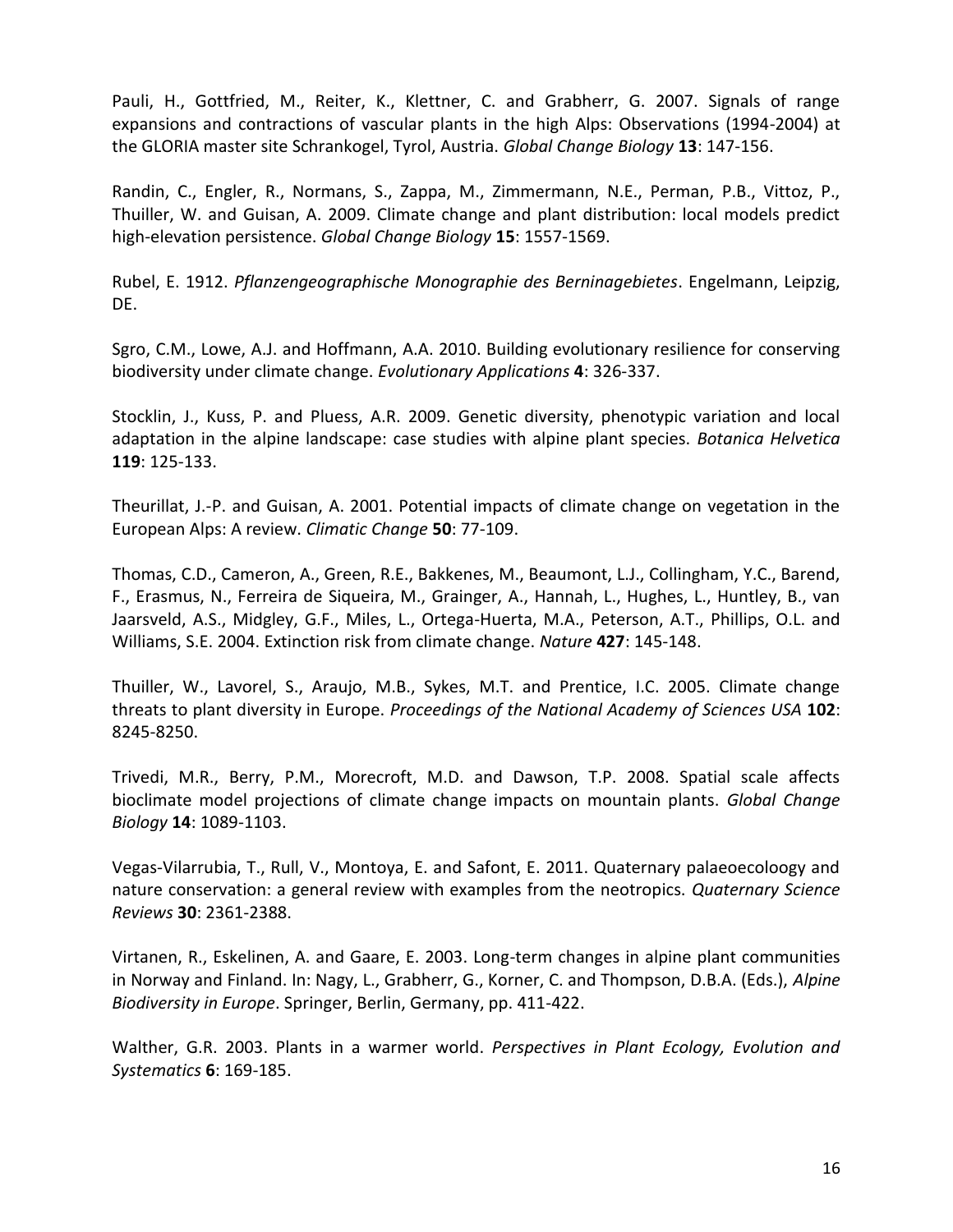Pauli, H., Gottfried, M., Reiter, K., Klettner, C. and Grabherr, G. 2007. Signals of range expansions and contractions of vascular plants in the high Alps: Observations (1994-2004) at the GLORIA master site Schrankogel, Tyrol, Austria. *Global Change Biology* **13**: 147-156.

Randin, C., Engler, R., Normans, S., Zappa, M., Zimmermann, N.E., Perman, P.B., Vittoz, P., Thuiller, W. and Guisan, A. 2009. Climate change and plant distribution: local models predict high-elevation persistence. *Global Change Biology* **15**: 1557-1569.

Rubel, E. 1912. *Pflanzengeographische Monographie des Berninagebietes*. Engelmann, Leipzig, DE.

Sgro, C.M., Lowe, A.J. and Hoffmann, A.A. 2010. Building evolutionary resilience for conserving biodiversity under climate change. *Evolutionary Applications* **4**: 326-337.

Stocklin, J., Kuss, P. and Pluess, A.R. 2009. Genetic diversity, phenotypic variation and local adaptation in the alpine landscape: case studies with alpine plant species. *Botanica Helvetica* **119**: 125-133.

Theurillat, J.-P. and Guisan, A. 2001. Potential impacts of climate change on vegetation in the European Alps: A review. *Climatic Change* **50**: 77-109.

Thomas, C.D., Cameron, A., Green, R.E., Bakkenes, M., Beaumont, L.J., Collingham, Y.C., Barend, F., Erasmus, N., Ferreira de Siqueira, M., Grainger, A., Hannah, L., Hughes, L., Huntley, B., van Jaarsveld, A.S., Midgley, G.F., Miles, L., Ortega-Huerta, M.A., Peterson, A.T., Phillips, O.L. and Williams, S.E. 2004. Extinction risk from climate change. *Nature* **427**: 145-148.

Thuiller, W., Lavorel, S., Araujo, M.B., Sykes, M.T. and Prentice, I.C. 2005. Climate change threats to plant diversity in Europe. *Proceedings of the National Academy of Sciences USA* **102**: 8245-8250.

Trivedi, M.R., Berry, P.M., Morecroft, M.D. and Dawson, T.P. 2008. Spatial scale affects bioclimate model projections of climate change impacts on mountain plants. *Global Change Biology* **14**: 1089-1103.

Vegas-Vilarrubia, T., Rull, V., Montoya, E. and Safont, E. 2011. Quaternary palaeoecoloogy and nature conservation: a general review with examples from the neotropics. *Quaternary Science Reviews* **30**: 2361-2388.

Virtanen, R., Eskelinen, A. and Gaare, E. 2003. Long-term changes in alpine plant communities in Norway and Finland. In: Nagy, L., Grabherr, G., Korner, C. and Thompson, D.B.A. (Eds.), *Alpine Biodiversity in Europe*. Springer, Berlin, Germany, pp. 411-422.

Walther, G.R. 2003. Plants in a warmer world. *Perspectives in Plant Ecology, Evolution and Systematics* **6**: 169-185.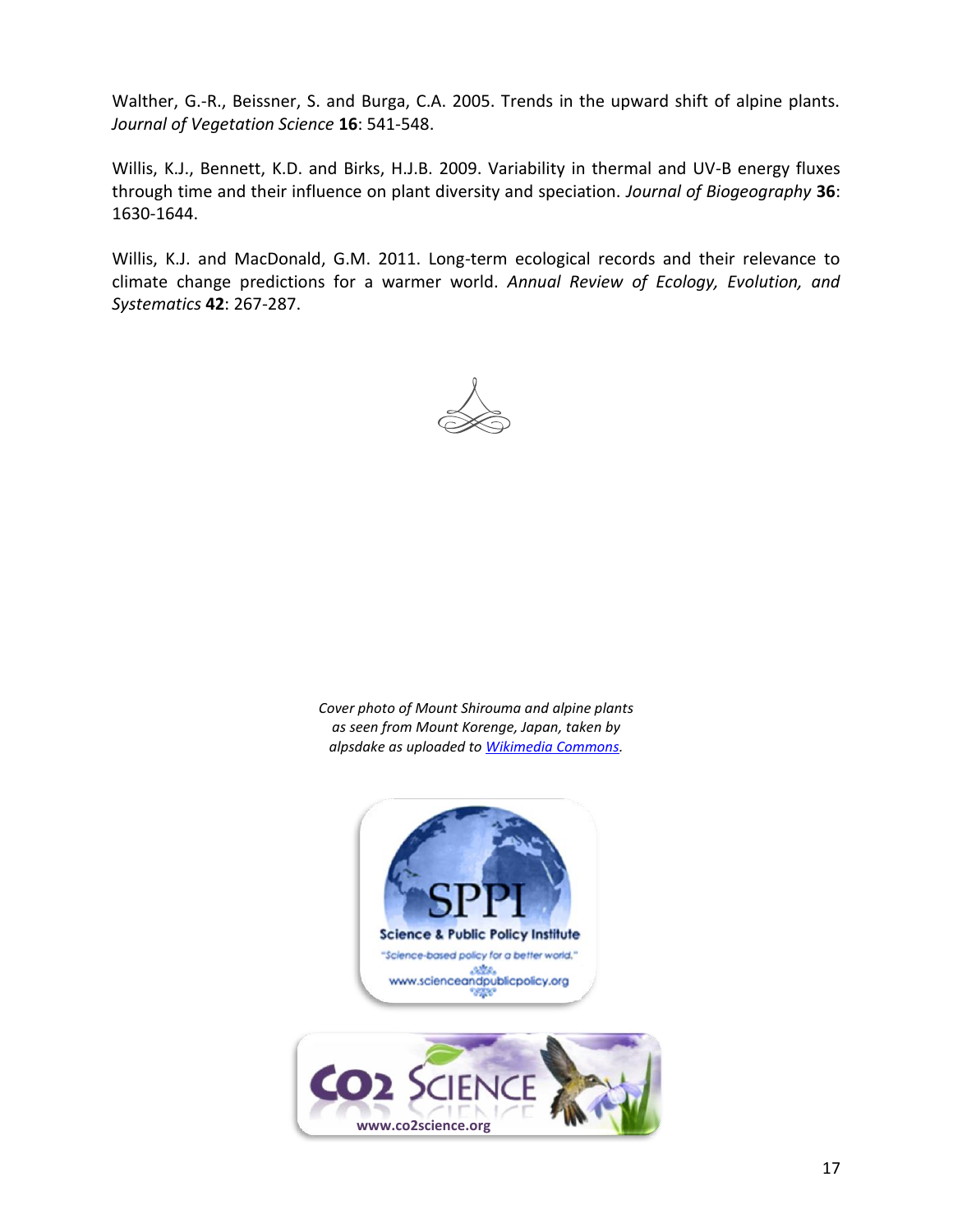Walther, G.-R., Beissner, S. and Burga, C.A. 2005. Trends in the upward shift of alpine plants. *Journal of Vegetation Science* **16**: 541-548.

Willis, K.J., Bennett, K.D. and Birks, H.J.B. 2009. Variability in thermal and UV-B energy fluxes through time and their influence on plant diversity and speciation. *Journal of Biogeography* **36**: 1630-1644.

Willis, K.J. and MacDonald, G.M. 2011. Long-term ecological records and their relevance to climate change predictions for a warmer world. *Annual Review of Ecology, Evolution, and Systematics* **42**: 267-287.

*Cover photo of Mount Shirouma and alpine plants as seen from Mount Korenge, Japan, taken by alpsdake as uploaded to [Wikimedia Commons](Wikimedia Commons).*

SPPI
Science & Public Policy Institute
"Science-based policy for a better world."
www.scienceandpublicpolicy.org

CO2 SCIENCE
www.co2science.org